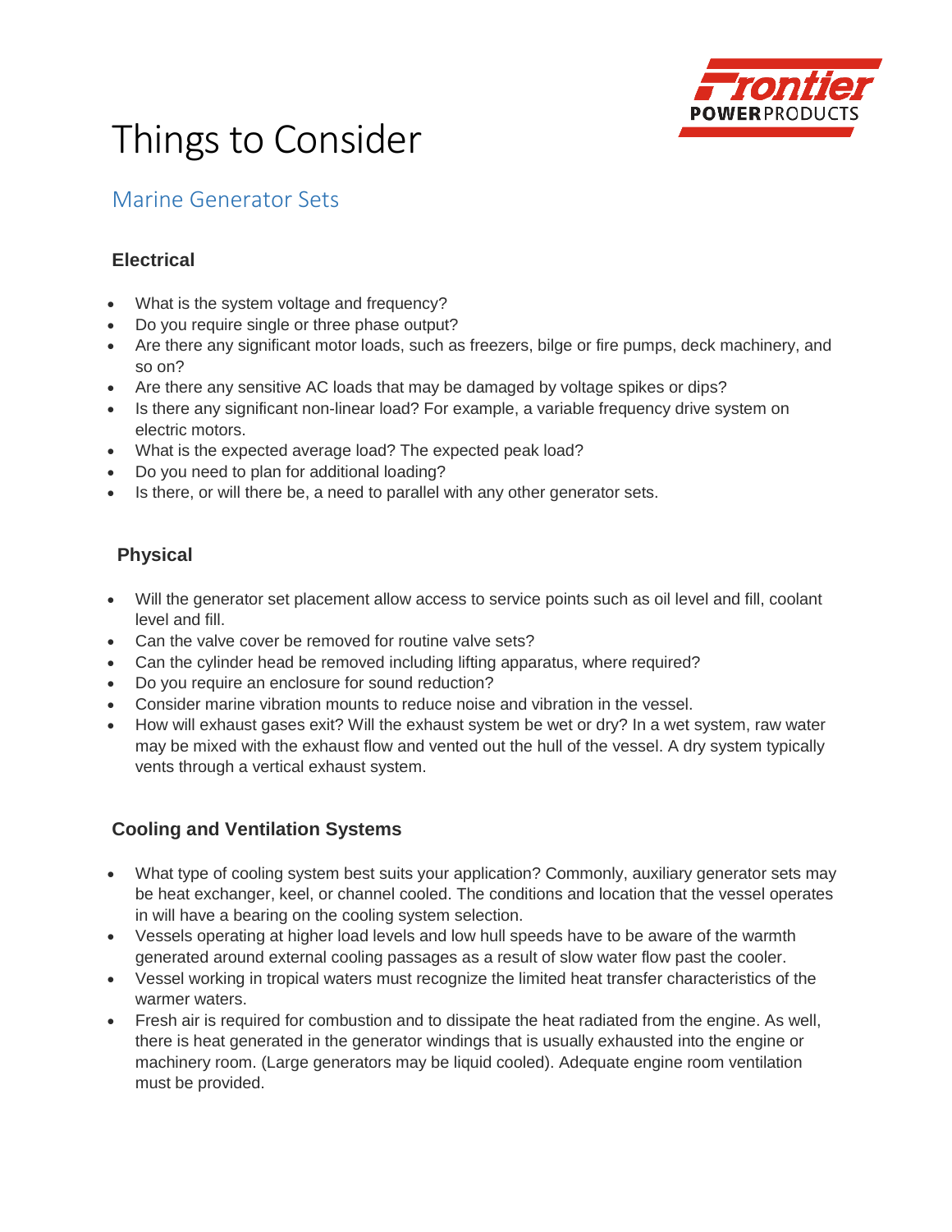# Things to Consider

## Marine Generator Sets

### Electrical

- What is the system voltage and frequency?
- Do you require single or three phase output?
- Are there any significant motor loads, such as freezers, bilge or fire pumps, deck machinery, and so on?
- Are there any sensitive AC loads that may be damaged by voltage spikes or dips?
- Is there any significant non-linear load? For example, a variable frequency drive system on electric motors.
- What is the expected average load? The expected peak load?
- Do you need to plan for additional loading?
- Is there, or will there be, a need to parallel with any other generator sets.

### Physical

- Will the generator set placement allow access to service points such as oil level and fill, coolant level and fill.
- Can the valve cover be removed for routine valve sets?
- Can the cylinder head be removed including lifting apparatus, where required?
- Do you require an enclosure for sound reduction?
- Consider marine vibration mounts to reduce noise and vibration in the vessel.
- How will exhaust gases exit? Will the exhaust system be wet or dry? In a wet system, raw water may be mixed with the exhaust flow and vented out the hull of the vessel. A dry system typically vents through a vertical exhaust system.

### Cooling and Ventilation Systems

- What type of cooling system best suits your application? Commonly, auxiliary generator sets may be heat exchanger, keel, or channel cooled. The conditions and location that the vessel operates in will have a bearing on the cooling system selection.
- Vessels operating at higher load levels and low hull speeds have to be aware of the warmth generated around external cooling passages as a result of slow water flow past the cooler.
- Vessel working in tropical waters must recognize the limited heat transfer characteristics of the warmer waters.
- Fresh air is required for combustion and to dissipate the heat radiated from the engine. As well, there is heat generated in the generator windings that is usually exhausted into the engine or machinery room. (Large generators may be liquid cooled). Adequate engine room ventilation must be provided.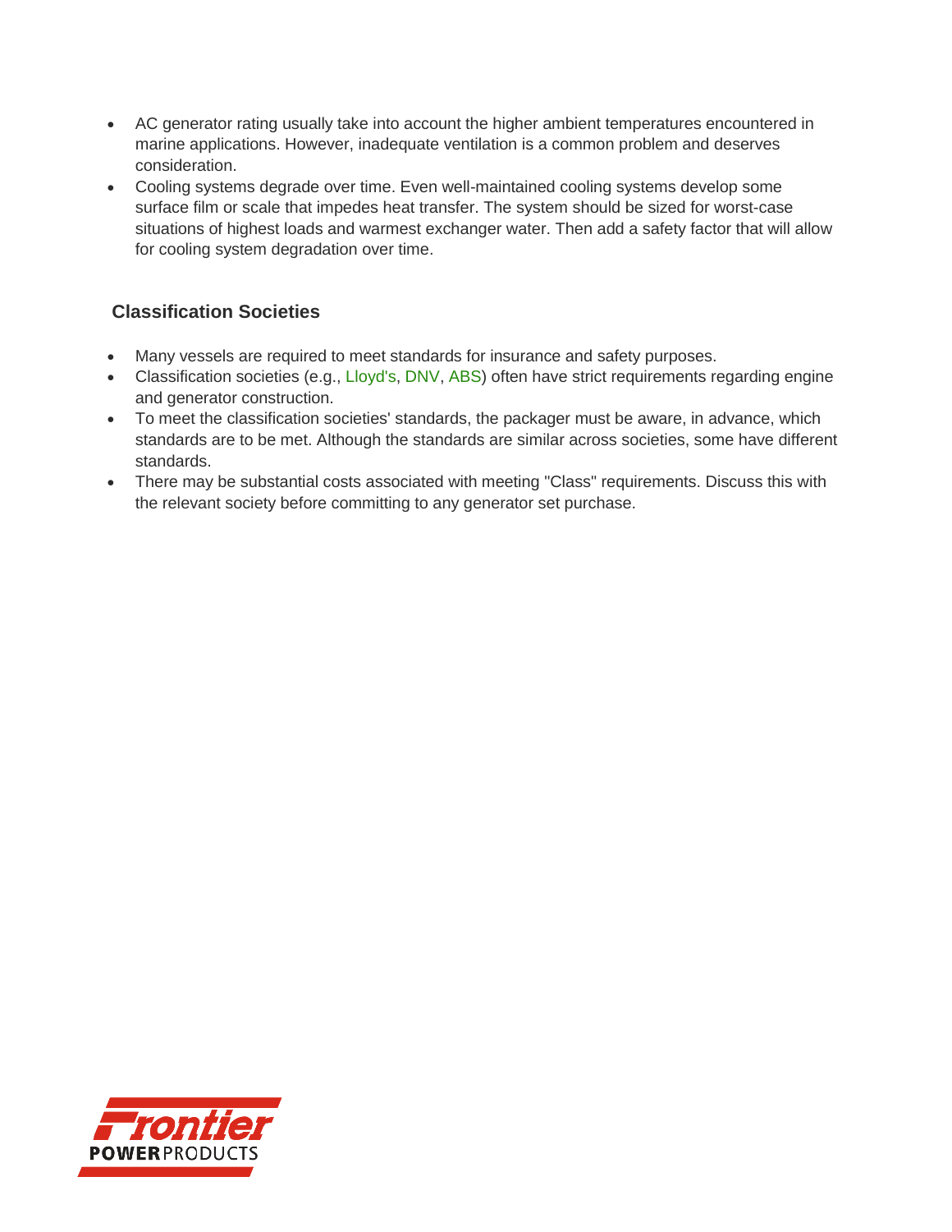- AC generator rating usually take into account the higher ambient temperatures encountered in marine applications. However, inadequate ventilation is a common problem and deserves consideration.
- Cooling systems degrade over time. Even well-maintained cooling systems develop some surface film or scale that impedes heat transfer. The system should be sized for worst-case situations of highest loads and warmest exchanger water. Then add a safety factor that will allow for cooling system degradation over time.

## Classification Societies

- Many vessels are required to meet standards for insurance and safety purposes.
- Classification societies (e.g., Lloyd's, DNV, ABS) often have strict requirements regarding engine and generator construction.
- To meet the classification societies' standards, the packager must be aware, in advance, which standards are to be met. Although the standards are similar across societies, some have different standards.
- There may be substantial costs associated with meeting "Class" requirements. Discuss this with the relevant society before committing to any generator set purchase.